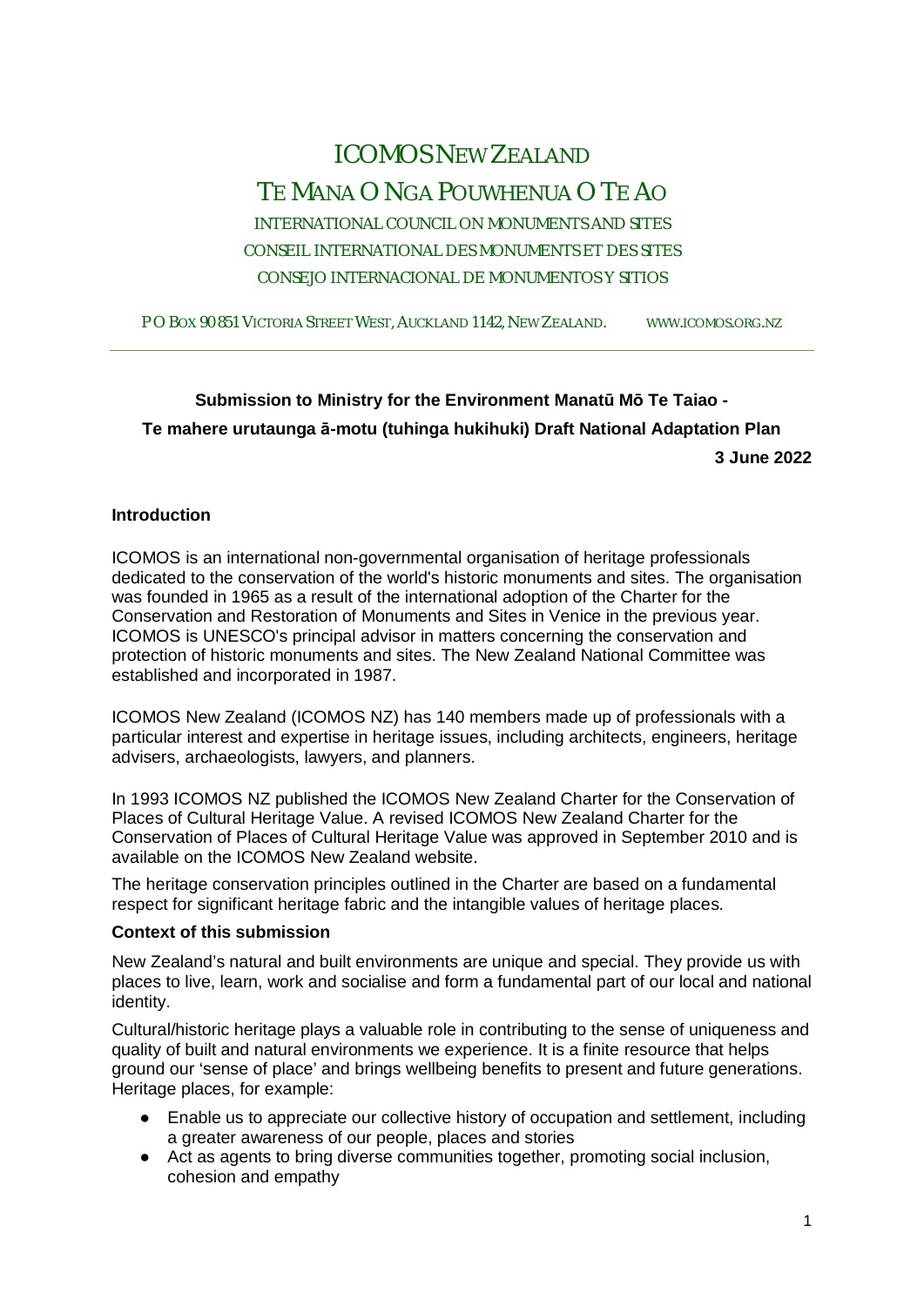# ICOMOS NEW ZEALAND

## TE MANA O NGA POUWHENUA O TE AO

INTERNATIONAL COUNCIL ON MONUMENTS AND SITES
CONSEIL INTERNATIONAL DES MONUMENTS ET DES SITES
CONSEJO INTERNACIONAL DE MONUMENTOS Y SITIOS

PO BOX 90 851 VICTORIA STREET WEST, AUCKLAND 1142, NEW ZEALAND. WWW.ICOMOS.ORG.NZ

---

**Submission to Ministry for the Environment Manatū Mō Te Taiao -**
**Te mahere urutaunga ā-motu (tuhinga hukihuki) Draft National Adaptation Plan**

**3 June 2022**

### Introduction

ICOMOS is an international non-governmental organisation of heritage professionals dedicated to the conservation of the world's historic monuments and sites. The organisation was founded in 1965 as a result of the international adoption of the Charter for the Conservation and Restoration of Monuments and Sites in Venice in the previous year. ICOMOS is UNESCO's principal advisor in matters concerning the conservation and protection of historic monuments and sites. The New Zealand National Committee was established and incorporated in 1987.

ICOMOS New Zealand (ICOMOS NZ) has 140 members made up of professionals with a particular interest and expertise in heritage issues, including architects, engineers, heritage advisers, archaeologists, lawyers, and planners.

In 1993 ICOMOS NZ published the ICOMOS New Zealand Charter for the Conservation of Places of Cultural Heritage Value. A revised ICOMOS New Zealand Charter for the Conservation of Places of Cultural Heritage Value was approved in September 2010 and is available on the ICOMOS New Zealand website.

The heritage conservation principles outlined in the Charter are based on a fundamental respect for significant heritage fabric and the intangible values of heritage places.

### Context of this submission

New Zealand's natural and built environments are unique and special. They provide us with places to live, learn, work and socialise and form a fundamental part of our local and national identity.

Cultural/historic heritage plays a valuable role in contributing to the sense of uniqueness and quality of built and natural environments we experience. It is a finite resource that helps ground our 'sense of place' and brings wellbeing benefits to present and future generations. Heritage places, for example:

- Enable us to appreciate our collective history of occupation and settlement, including a greater awareness of our people, places and stories
- Act as agents to bring diverse communities together, promoting social inclusion, cohesion and empathy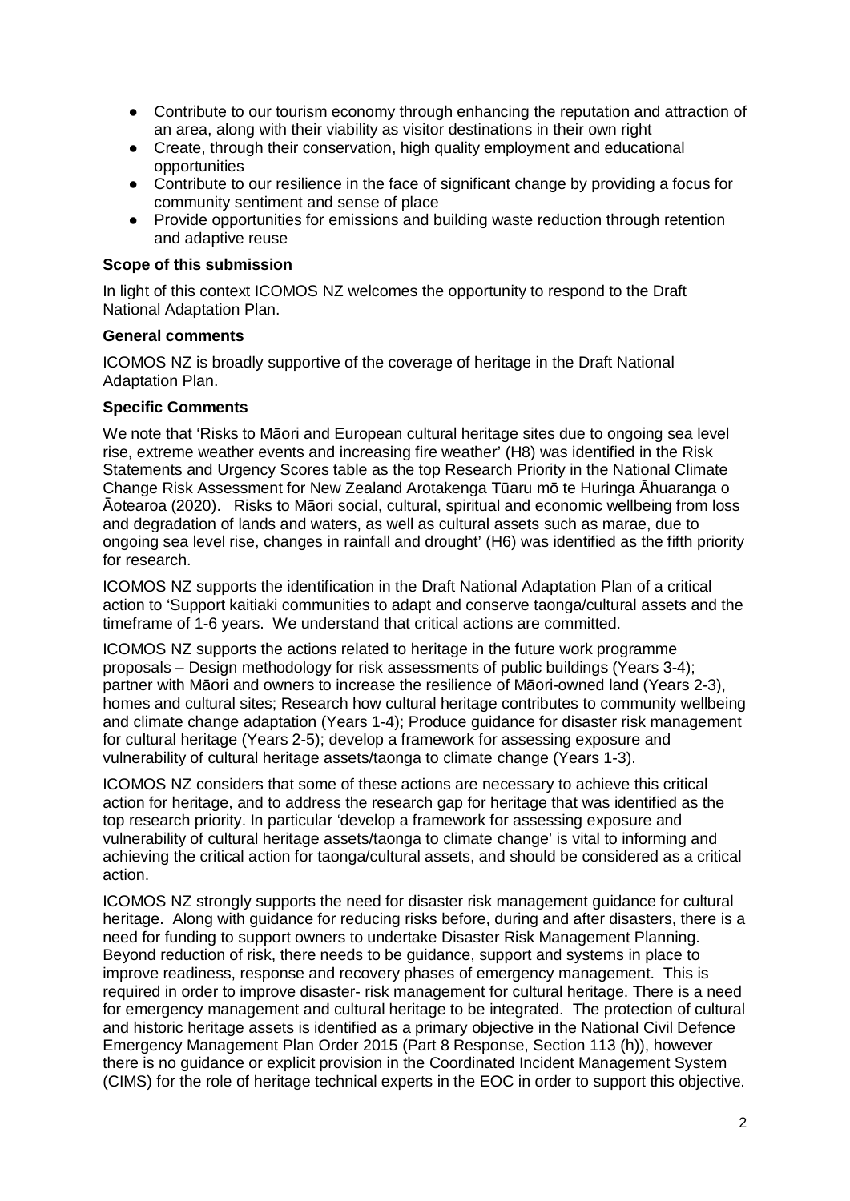- Contribute to our tourism economy through enhancing the reputation and attraction of an area, along with their viability as visitor destinations in their own right
- Create, through their conservation, high quality employment and educational opportunities
- Contribute to our resilience in the face of significant change by providing a focus for community sentiment and sense of place
- Provide opportunities for emissions and building waste reduction through retention and adaptive reuse

**Scope of this submission**

In light of this context ICOMOS NZ welcomes the opportunity to respond to the Draft National Adaptation Plan.

**General comments**

ICOMOS NZ is broadly supportive of the coverage of heritage in the Draft National Adaptation Plan.

**Specific Comments**

We note that 'Risks to Māori and European cultural heritage sites due to ongoing sea level rise, extreme weather events and increasing fire weather' (H8) was identified in the Risk Statements and Urgency Scores table as the top Research Priority in the National Climate Change Risk Assessment for New Zealand Arotakenga Tūaru mō te Huringa Āhuaranga o Āotearoa (2020). Risks to Māori social, cultural, spiritual and economic wellbeing from loss and degradation of lands and waters, as well as cultural assets such as marae, due to ongoing sea level rise, changes in rainfall and drought' (H6) was identified as the fifth priority for research.

ICOMOS NZ supports the identification in the Draft National Adaptation Plan of a critical action to 'Support kaitiaki communities to adapt and conserve taonga/cultural assets and the timeframe of 1-6 years. We understand that critical actions are committed.

ICOMOS NZ supports the actions related to heritage in the future work programme proposals – Design methodology for risk assessments of public buildings (Years 3-4); partner with Māori and owners to increase the resilience of Māori-owned land (Years 2-3), homes and cultural sites; Research how cultural heritage contributes to community wellbeing and climate change adaptation (Years 1-4); Produce guidance for disaster risk management for cultural heritage (Years 2-5); develop a framework for assessing exposure and vulnerability of cultural heritage assets/taonga to climate change (Years 1-3).

ICOMOS NZ considers that some of these actions are necessary to achieve this critical action for heritage, and to address the research gap for heritage that was identified as the top research priority. In particular 'develop a framework for assessing exposure and vulnerability of cultural heritage assets/taonga to climate change' is vital to informing and achieving the critical action for taonga/cultural assets, and should be considered as a critical action.

ICOMOS NZ strongly supports the need for disaster risk management guidance for cultural heritage. Along with guidance for reducing risks before, during and after disasters, there is a need for funding to support owners to undertake Disaster Risk Management Planning. Beyond reduction of risk, there needs to be guidance, support and systems in place to improve readiness, response and recovery phases of emergency management. This is required in order to improve disaster- risk management for cultural heritage. There is a need for emergency management and cultural heritage to be integrated. The protection of cultural and historic heritage assets is identified as a primary objective in the National Civil Defence Emergency Management Plan Order 2015 (Part 8 Response, Section 113 (h)), however there is no guidance or explicit provision in the Coordinated Incident Management System (CIMS) for the role of heritage technical experts in the EOC in order to support this objective.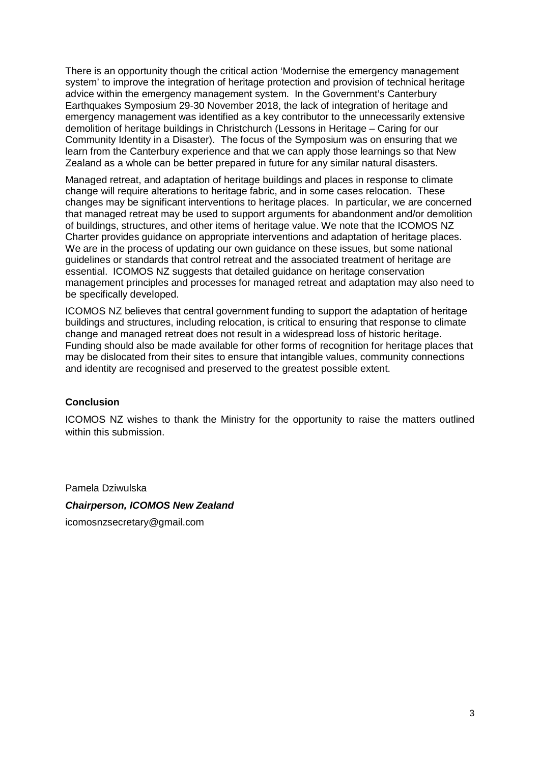There is an opportunity though the critical action 'Modernise the emergency management system' to improve the integration of heritage protection and provision of technical heritage advice within the emergency management system. In the Government's Canterbury Earthquakes Symposium 29-30 November 2018, the lack of integration of heritage and emergency management was identified as a key contributor to the unnecessarily extensive demolition of heritage buildings in Christchurch (Lessons in Heritage – Caring for our Community Identity in a Disaster). The focus of the Symposium was on ensuring that we learn from the Canterbury experience and that we can apply those learnings so that New Zealand as a whole can be better prepared in future for any similar natural disasters.

Managed retreat, and adaptation of heritage buildings and places in response to climate change will require alterations to heritage fabric, and in some cases relocation. These changes may be significant interventions to heritage places. In particular, we are concerned that managed retreat may be used to support arguments for abandonment and/or demolition of buildings, structures, and other items of heritage value. We note that the ICOMOS NZ Charter provides guidance on appropriate interventions and adaptation of heritage places. We are in the process of updating our own guidance on these issues, but some national guidelines or standards that control retreat and the associated treatment of heritage are essential. ICOMOS NZ suggests that detailed guidance on heritage conservation management principles and processes for managed retreat and adaptation may also need to be specifically developed.

ICOMOS NZ believes that central government funding to support the adaptation of heritage buildings and structures, including relocation, is critical to ensuring that response to climate change and managed retreat does not result in a widespread loss of historic heritage. Funding should also be made available for other forms of recognition for heritage places that may be dislocated from their sites to ensure that intangible values, community connections and identity are recognised and preserved to the greatest possible extent.

**Conclusion**

ICOMOS NZ wishes to thank the Ministry for the opportunity to raise the matters outlined within this submission.

Pamela Dziwulska

***Chairperson, ICOMOS New Zealand***

icomosnzsecretary@gmail.com